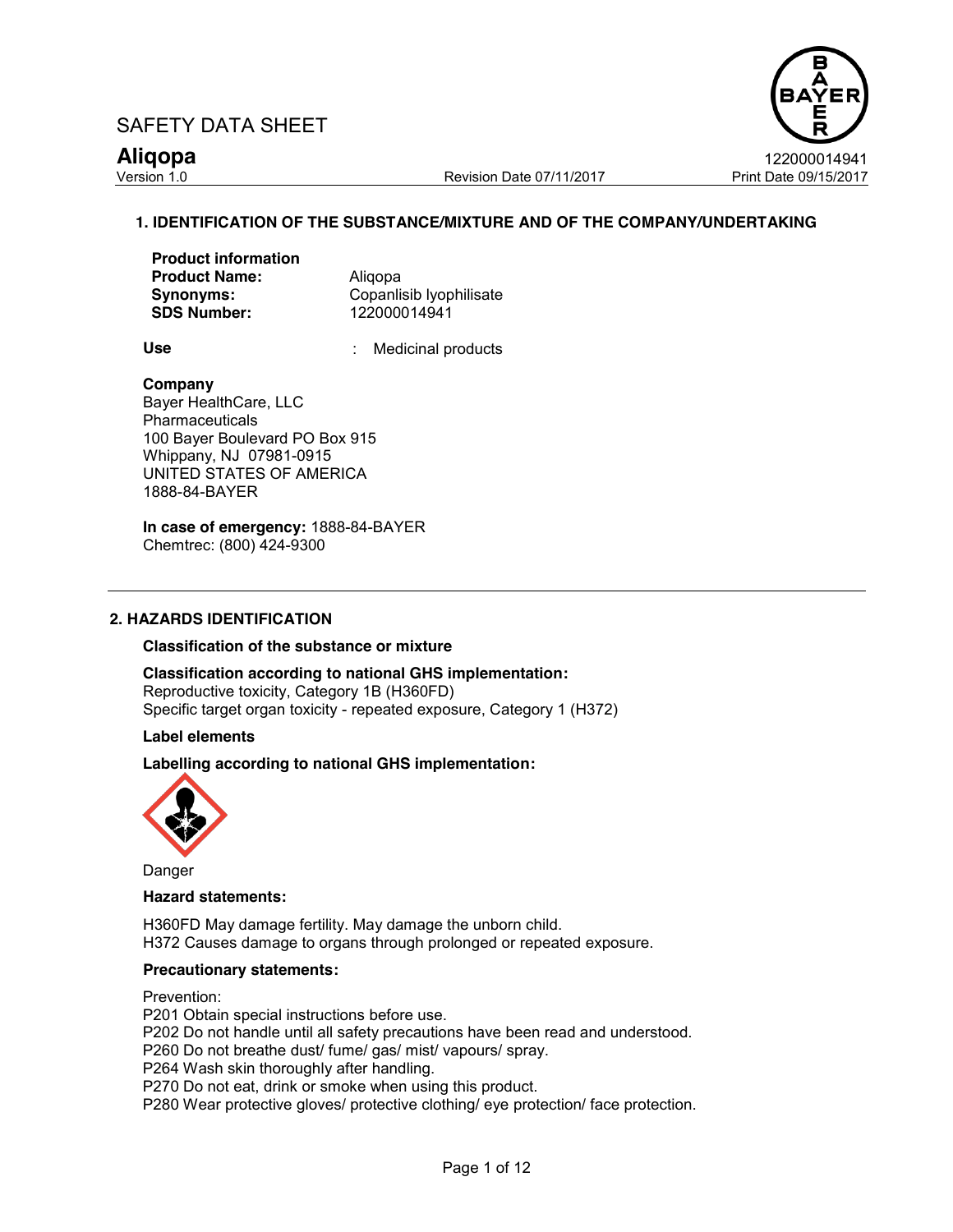SAFETY DATA SHEET

**Aliqopa** 122000014941

Version 1.0 Revision Date 07/11/2017 Print Date 09/15/2017

## 1. IDENTIFICATION OF THE SUBSTANCE/MIXTURE AND OF THE COMPANY/UNDERTAKING

**Product information**

**Product Name:** Aliqopa

**Synonyms:** Copanlisib lyophilisate

**SDS Number:** 122000014941

**Use** : Medicinal products

**Company**
Bayer HealthCare, LLC
Pharmaceuticals
100 Bayer Boulevard PO Box 915
Whippany, NJ 07981-0915
UNITED STATES OF AMERICA
1888-84-BAYER

**In case of emergency:** 1888-84-BAYER
Chemtrec: (800) 424-9300

## 2. HAZARDS IDENTIFICATION

**Classification of the substance or mixture**

**Classification according to national GHS implementation:**
Reproductive toxicity, Category 1B (H360FD)
Specific target organ toxicity - repeated exposure, Category 1 (H372)

**Label elements**

**Labelling according to national GHS implementation:**

Danger

**Hazard statements:**

H360FD May damage fertility. May damage the unborn child.
H372 Causes damage to organs through prolonged or repeated exposure.

**Precautionary statements:**

Prevention:
P201 Obtain special instructions before use.
P202 Do not handle until all safety precautions have been read and understood.
P260 Do not breathe dust/ fume/ gas/ mist/ vapours/ spray.
P264 Wash skin thoroughly after handling.
P270 Do not eat, drink or smoke when using this product.
P280 Wear protective gloves/ protective clothing/ eye protection/ face protection.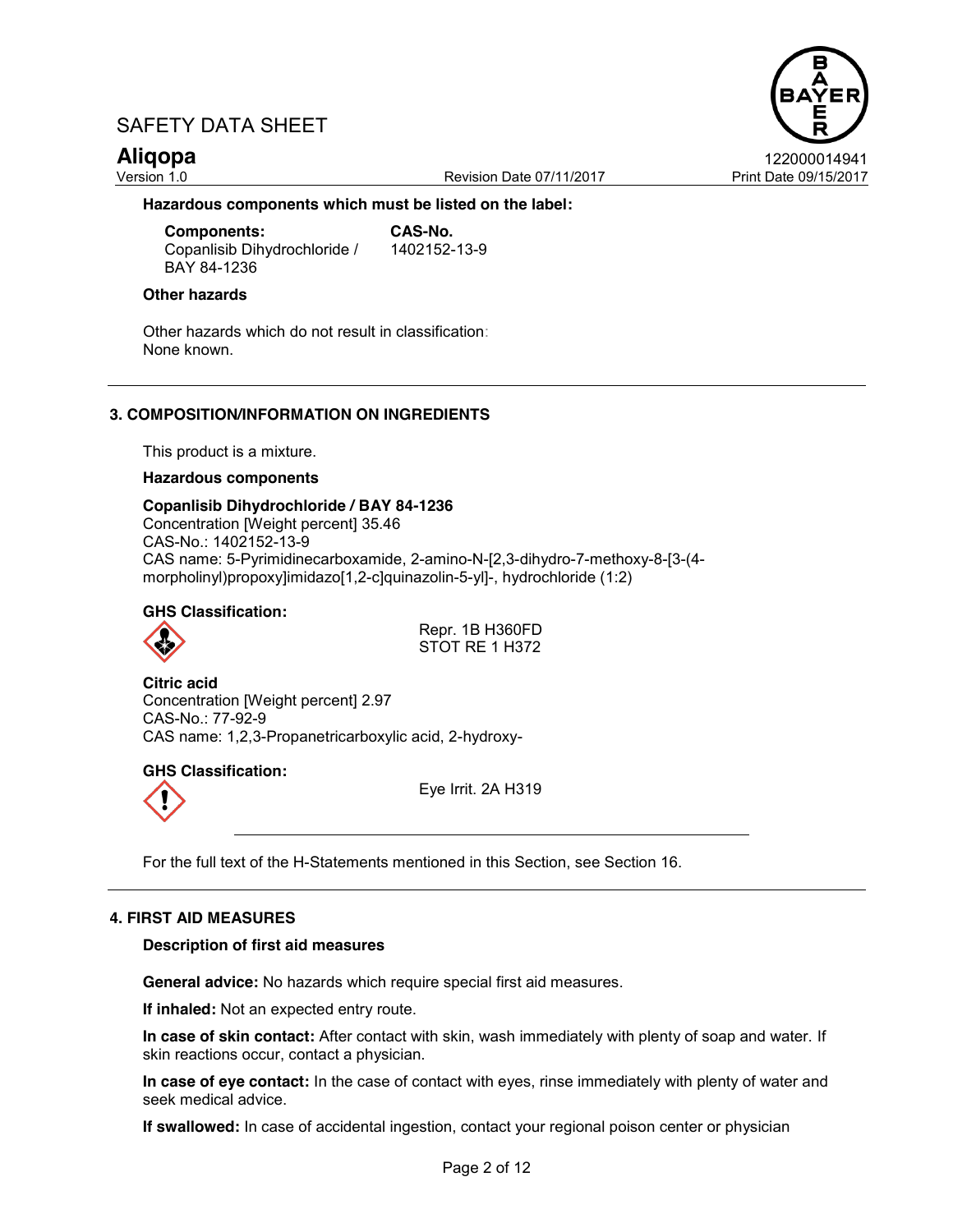**Hazardous components which must be listed on the label:**

| Components: | CAS-No. |
|---|---|
| Copanlisib Dihydrochloride / BAY 84-1236 | 1402152-13-9 |

**Other hazards**

Other hazards which do not result in classification:
None known.

## 3. COMPOSITION/INFORMATION ON INGREDIENTS

This product is a mixture.

**Hazardous components**

**Copanlisib Dihydrochloride / BAY 84-1236**
Concentration [Weight percent] 35.46
CAS-No.: 1402152-13-9
CAS name: 5-Pyrimidinecarboxamide, 2-amino-N-[2,3-dihydro-7-methoxy-8-[3-(4-morpholinyl)propoxy]imidazo[1,2-c]quinazolin-5-yl]-, hydrochloride (1:2)

**GHS Classification:**

Repr. 1B H360FD
STOT RE 1 H372

**Citric acid**
Concentration [Weight percent] 2.97
CAS-No.: 77-92-9
CAS name: 1,2,3-Propanetricarboxylic acid, 2-hydroxy-

**GHS Classification:**

Eye Irrit. 2A H319

For the full text of the H-Statements mentioned in this Section, see Section 16.

## 4. FIRST AID MEASURES

**Description of first aid measures**

**General advice:** No hazards which require special first aid measures.

**If inhaled:** Not an expected entry route.

**In case of skin contact:** After contact with skin, wash immediately with plenty of soap and water. If skin reactions occur, contact a physician.

**In case of eye contact:** In the case of contact with eyes, rinse immediately with plenty of water and seek medical advice.

**If swallowed:** In case of accidental ingestion, contact your regional poison center or physician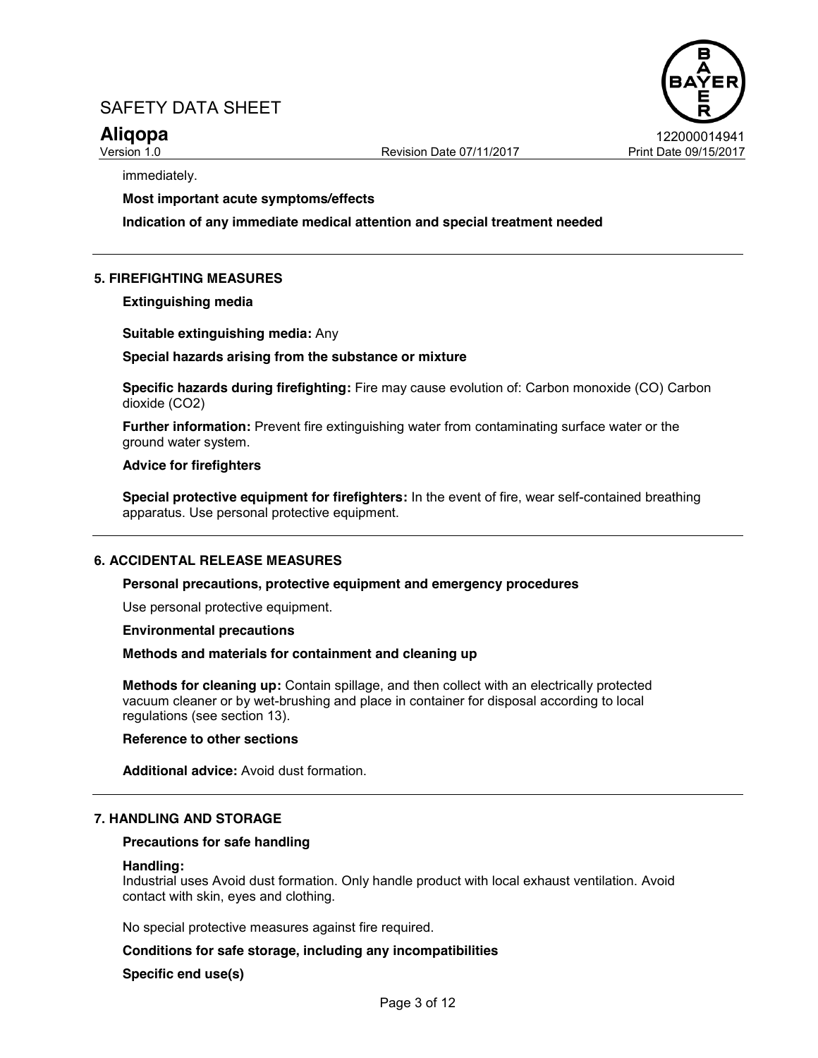immediately.

**Most important acute symptoms/effects**

**Indication of any immediate medical attention and special treatment needed**

## 5. FIREFIGHTING MEASURES

**Extinguishing media**

**Suitable extinguishing media:** Any

**Special hazards arising from the substance or mixture**

**Specific hazards during firefighting:** Fire may cause evolution of: Carbon monoxide (CO) Carbon dioxide ($CO_2$)

**Further information:** Prevent fire extinguishing water from contaminating surface water or the ground water system.

**Advice for firefighters**

**Special protective equipment for firefighters:** In the event of fire, wear self-contained breathing apparatus. Use personal protective equipment.

## 6. ACCIDENTAL RELEASE MEASURES

**Personal precautions, protective equipment and emergency procedures**

Use personal protective equipment.

**Environmental precautions**

**Methods and materials for containment and cleaning up**

**Methods for cleaning up:** Contain spillage, and then collect with an electrically protected vacuum cleaner or by wet-brushing and place in container for disposal according to local regulations (see section 13).

**Reference to other sections**

**Additional advice:** Avoid dust formation.

## 7. HANDLING AND STORAGE

**Precautions for safe handling**

**Handling:**
Industrial uses Avoid dust formation. Only handle product with local exhaust ventilation. Avoid contact with skin, eyes and clothing.

No special protective measures against fire required.

**Conditions for safe storage, including any incompatibilities**

**Specific end use(s)**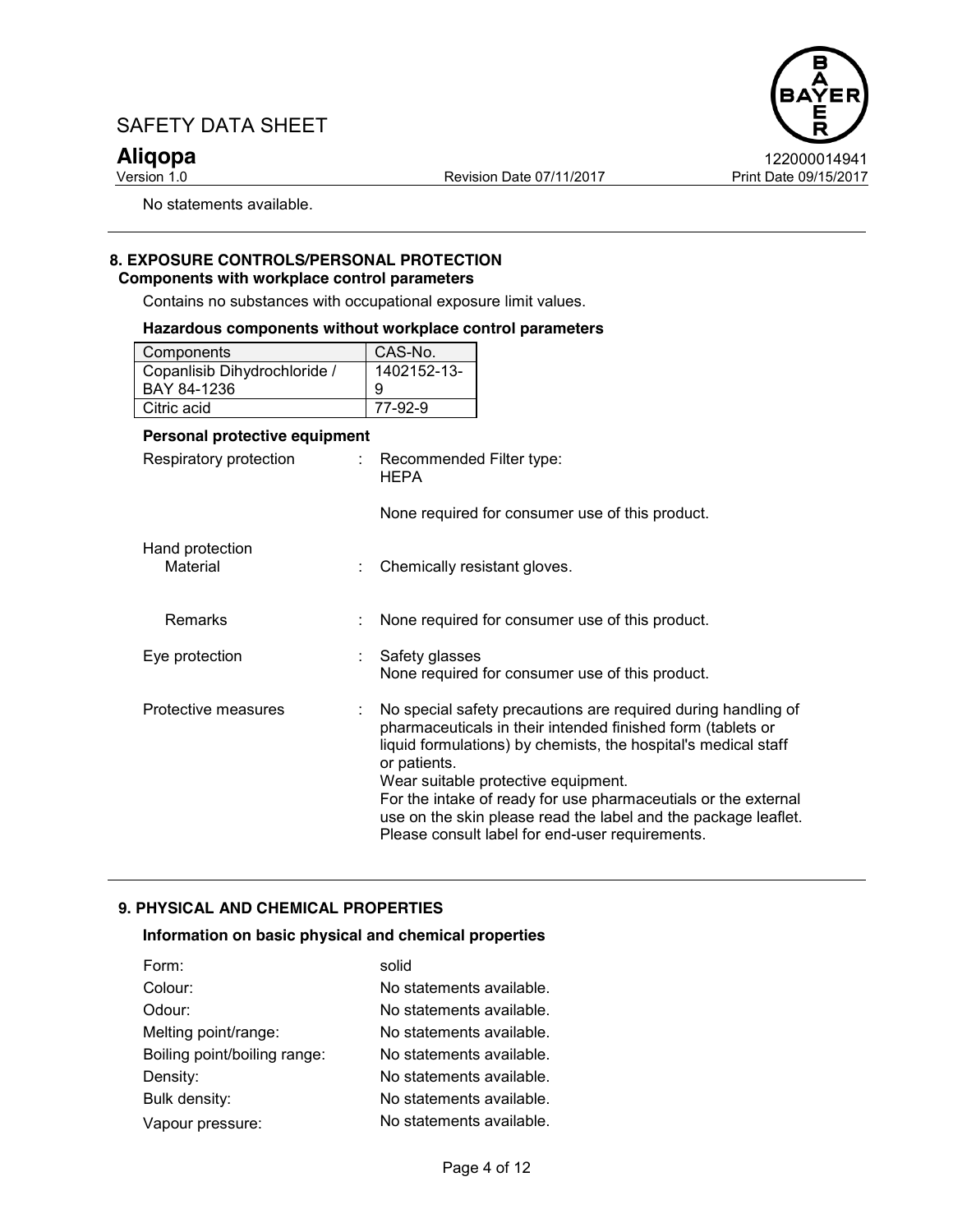No statements available.

## 8. EXPOSURE CONTROLS/PERSONAL PROTECTION

### Components with workplace control parameters

Contains no substances with occupational exposure limit values.

### Hazardous components without workplace control parameters

| Components | CAS-No. |
|---|---|
| Copanlisib Dihydrochloride / BAY 84-1236 | 1402152-13-9 |
| Citric acid | 77-92-9 |

### Personal protective equipment

Respiratory protection : Recommended Filter type: HEPA

None required for consumer use of this product.

Hand protection

Material : Chemically resistant gloves.

Remarks : None required for consumer use of this product.

Eye protection : Safety glasses
None required for consumer use of this product.

Protective measures : No special safety precautions are required during handling of pharmaceuticals in their intended finished form (tablets or liquid formulations) by chemists, the hospital's medical staff or patients.
Wear suitable protective equipment.
For the intake of ready for use pharmaceutials or the external use on the skin please read the label and the package leaflet.
Please consult label for end-user requirements.

## 9. PHYSICAL AND CHEMICAL PROPERTIES

### Information on basic physical and chemical properties

| | |
|---|---|
| Form: | solid |
| Colour: | No statements available. |
| Odour: | No statements available. |
| Melting point/range: | No statements available. |
| Boiling point/boiling range: | No statements available. |
| Density: | No statements available. |
| Bulk density: | No statements available. |
| Vapour pressure: | No statements available. |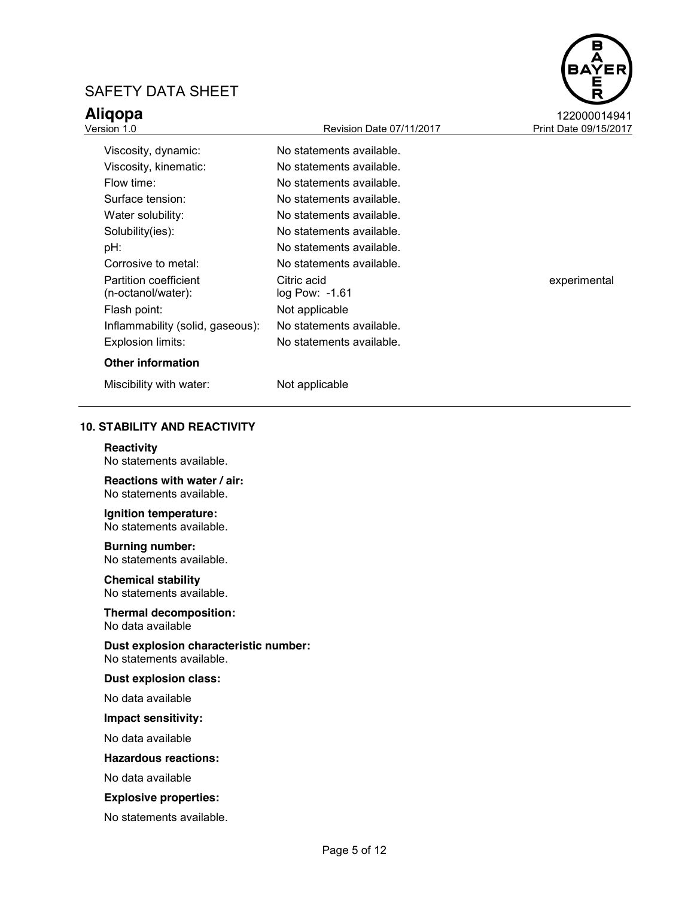| | | |
|---|---|---|
| Viscosity, dynamic: | No statements available. | |
| Viscosity, kinematic: | No statements available. | |
| Flow time: | No statements available. | |
| Surface tension: | No statements available. | |
| Water solubility: | No statements available. | |
| Solubility(ies): | No statements available. | |
| pH: | No statements available. | |
| Corrosive to metal: | No statements available. | |
| Partition coefficient (n-octanol/water): | Citric acid log Pow: -1.61 | experimental |
| Flash point: | Not applicable | |
| Inflammability (solid, gaseous): | No statements available. | |
| Explosion limits: | No statements available. | |

**Other information**

Miscibility with water: Not applicable

## 10. STABILITY AND REACTIVITY

**Reactivity**
No statements available.

**Reactions with water / air:**
No statements available.

**Ignition temperature:**
No statements available.

**Burning number:**
No statements available.

**Chemical stability**
No statements available.

**Thermal decomposition:**
No data available

**Dust explosion characteristic number:**
No statements available.

**Dust explosion class:**

No data available

**Impact sensitivity:**

No data available

**Hazardous reactions:**

No data available

**Explosive properties:**

No statements available.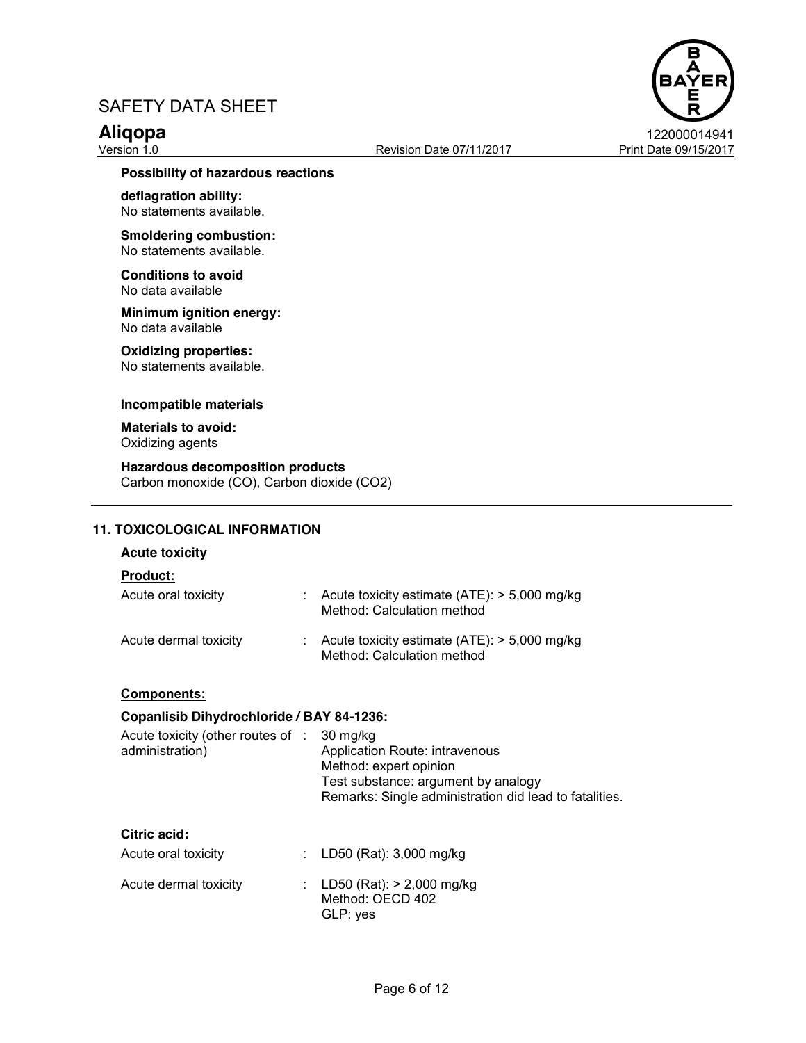**Possibility of hazardous reactions**

**deflagration ability:**
No statements available.

**Smoldering combustion:**
No statements available.

**Conditions to avoid**
No data available

**Minimum ignition energy:**
No data available

**Oxidizing properties:**
No statements available.

**Incompatible materials**

**Materials to avoid:**
Oxidizing agents

**Hazardous decomposition products**
Carbon monoxide (CO), Carbon dioxide ($CO_2$)

## 11. TOXICOLOGICAL INFORMATION

### Acute toxicity

**Product:**

Acute oral toxicity : Acute toxicity estimate (ATE): > 5,000 mg/kg
Method: Calculation method

Acute dermal toxicity : Acute toxicity estimate (ATE): > 5,000 mg/kg
Method: Calculation method

**Components:**

**Copanlisib Dihydrochloride / BAY 84-1236:**

Acute toxicity (other routes of administration) : 30 mg/kg
Application Route: intravenous
Method: expert opinion
Test substance: argument by analogy
Remarks: Single administration did lead to fatalities.

**Citric acid:**

Acute oral toxicity : LD50 (Rat): 3,000 mg/kg

Acute dermal toxicity : LD50 (Rat): > 2,000 mg/kg
Method: OECD 402
GLP: yes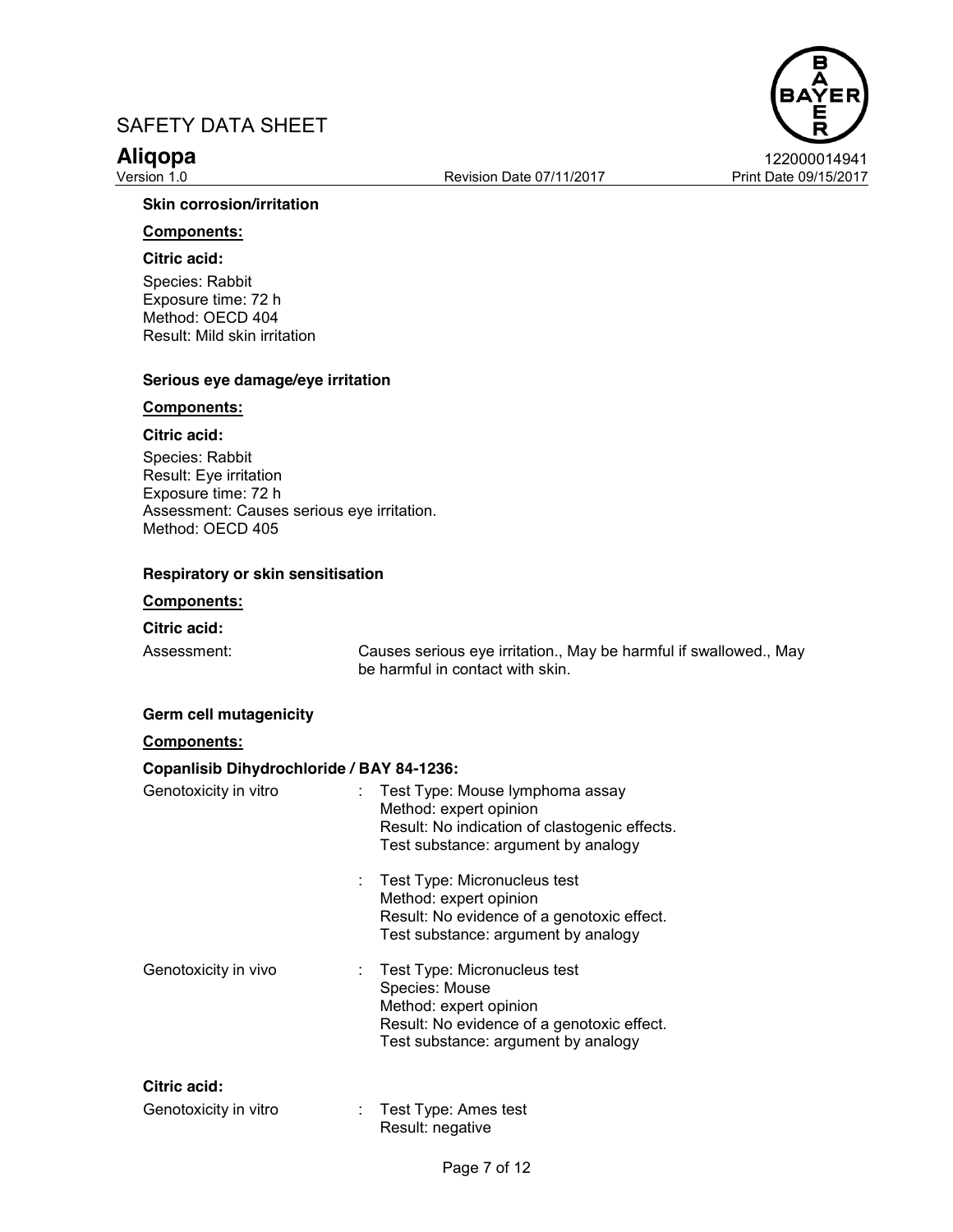**Skin corrosion/irritation**

**Components:**

**Citric acid:**

Species: Rabbit
Exposure time: 72 h
Method: OECD 404
Result: Mild skin irritation

**Serious eye damage/eye irritation**

**Components:**

**Citric acid:**

Species: Rabbit
Result: Eye irritation
Exposure time: 72 h
Assessment: Causes serious eye irritation.
Method: OECD 405

**Respiratory or skin sensitisation**

**Components:**

**Citric acid:**

Assessment: Causes serious eye irritation., May be harmful if swallowed., May be harmful in contact with skin.

**Germ cell mutagenicity**

**Components:**

**Copanlisib Dihydrochloride / BAY 84-1236:**

Genotoxicity in vitro :
Test Type: Mouse lymphoma assay
Method: expert opinion
Result: No indication of clastogenic effects.
Test substance: argument by analogy

:
Test Type: Micronucleus test
Method: expert opinion
Result: No evidence of a genotoxic effect.
Test substance: argument by analogy

Genotoxicity in vivo :
Test Type: Micronucleus test
Species: Mouse
Method: expert opinion
Result: No evidence of a genotoxic effect.
Test substance: argument by analogy

**Citric acid:**

Genotoxicity in vitro :
Test Type: Ames test
Result: negative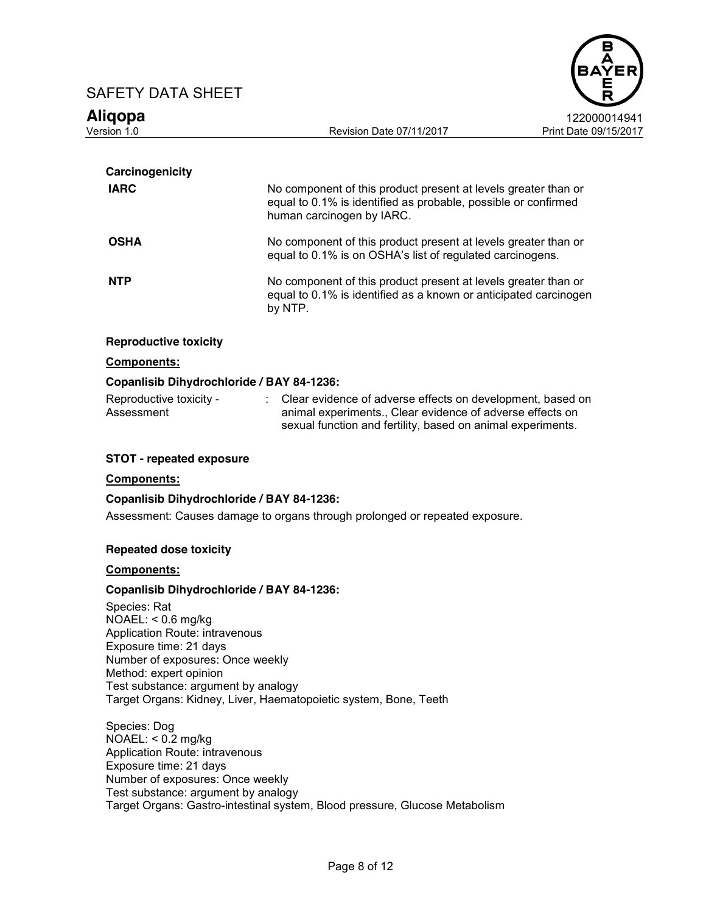### Carcinogenicity

**IARC** — No component of this product present at levels greater than or equal to 0.1% is identified as probable, possible or confirmed human carcinogen by IARC.

**OSHA** — No component of this product present at levels greater than or equal to 0.1% is on OSHA's list of regulated carcinogens.

**NTP** — No component of this product present at levels greater than or equal to 0.1% is identified as a known or anticipated carcinogen by NTP.

### Reproductive toxicity

**Components:**

**Copanlisib Dihydrochloride / BAY 84-1236:**

Reproductive toxicity - Assessment : Clear evidence of adverse effects on development, based on animal experiments., Clear evidence of adverse effects on sexual function and fertility, based on animal experiments.

### STOT - repeated exposure

**Components:**

**Copanlisib Dihydrochloride / BAY 84-1236:**

Assessment: Causes damage to organs through prolonged or repeated exposure.

### Repeated dose toxicity

**Components:**

**Copanlisib Dihydrochloride / BAY 84-1236:**

Species: Rat
NOAEL: < 0.6 mg/kg
Application Route: intravenous
Exposure time: 21 days
Number of exposures: Once weekly
Method: expert opinion
Test substance: argument by analogy
Target Organs: Kidney, Liver, Haematopoietic system, Bone, Teeth

Species: Dog
NOAEL: < 0.2 mg/kg
Application Route: intravenous
Exposure time: 21 days
Number of exposures: Once weekly
Test substance: argument by analogy
Target Organs: Gastro-intestinal system, Blood pressure, Glucose Metabolism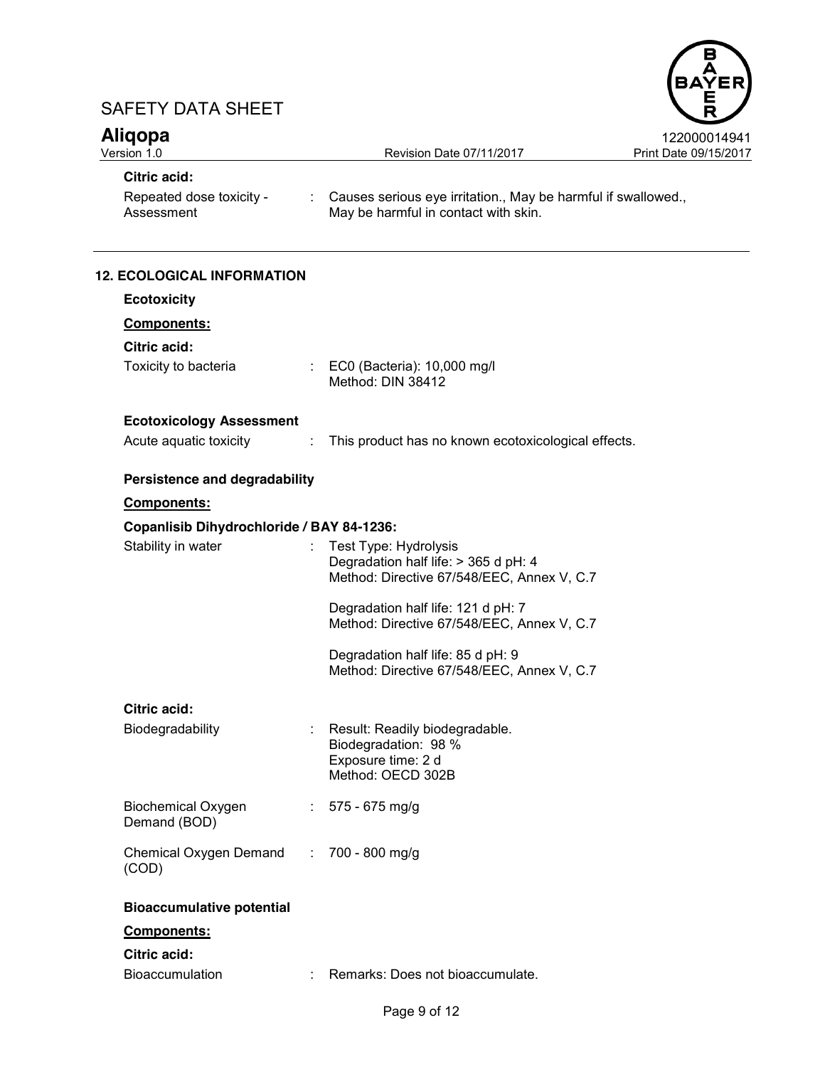**Citric acid:**

Repeated dose toxicity - Assessment : Causes serious eye irritation., May be harmful if swallowed., May be harmful in contact with skin.

## 12. ECOLOGICAL INFORMATION

**Ecotoxicity**

**Components:**

**Citric acid:**

Toxicity to bacteria : EC0 (Bacteria): 10,000 mg/l
Method: DIN 38412

**Ecotoxicology Assessment**

Acute aquatic toxicity : This product has no known ecotoxicological effects.

**Persistence and degradability**

**Components:**

**Copanlisib Dihydrochloride / BAY 84-1236:**

Stability in water : Test Type: Hydrolysis
Degradation half life: > 365 d pH: 4
Method: Directive 67/548/EEC, Annex V, C.7

Degradation half life: 121 d pH: 7
Method: Directive 67/548/EEC, Annex V, C.7

Degradation half life: 85 d pH: 9
Method: Directive 67/548/EEC, Annex V, C.7

**Citric acid:**

Biodegradability : Result: Readily biodegradable.
Biodegradation: 98 %
Exposure time: 2 d
Method: OECD 302B

Biochemical Oxygen Demand (BOD) : 575 - 675 mg/g

Chemical Oxygen Demand (COD) : 700 - 800 mg/g

**Bioaccumulative potential**

**Components:**

**Citric acid:**

Bioaccumulation : Remarks: Does not bioaccumulate.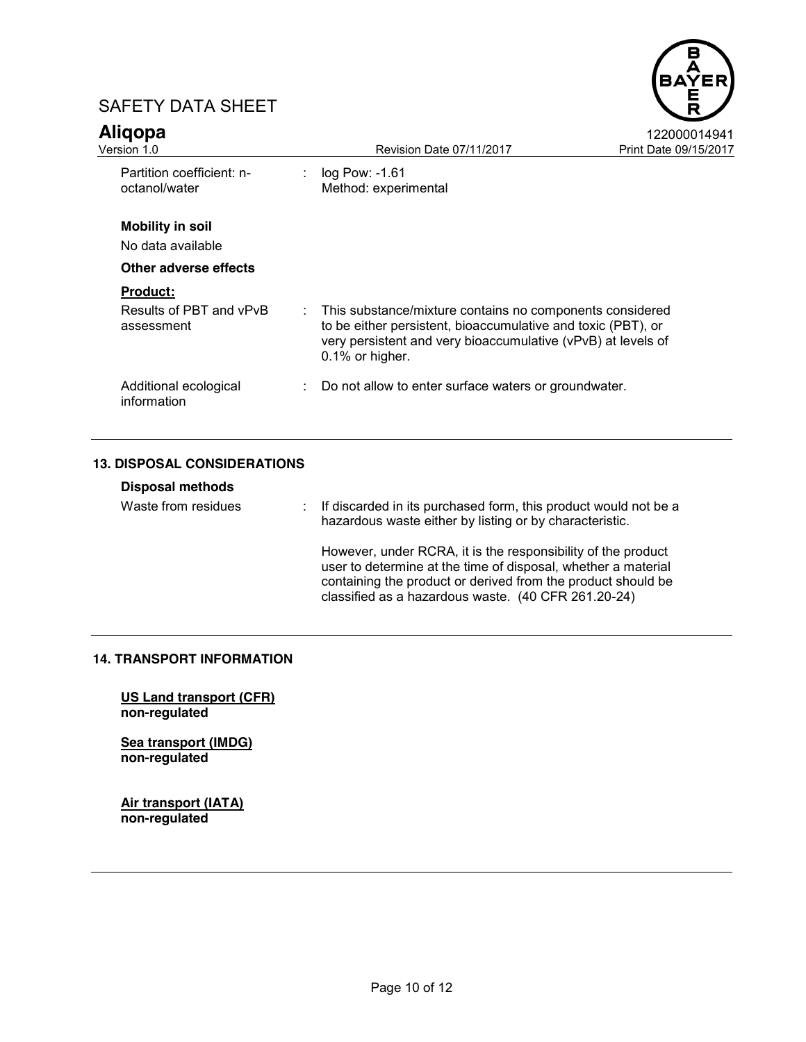Partition coefficient: n-octanol/water : log Pow: -1.61
Method: experimental

**Mobility in soil**

No data available

**Other adverse effects**

**Product:**

Results of PBT and vPvB assessment : This substance/mixture contains no components considered to be either persistent, bioaccumulative and toxic (PBT), or very persistent and very bioaccumulative (vPvB) at levels of 0.1% or higher.

Additional ecological information : Do not allow to enter surface waters or groundwater.

## 13. DISPOSAL CONSIDERATIONS

**Disposal methods**

Waste from residues : If discarded in its purchased form, this product would not be a hazardous waste either by listing or by characteristic.

However, under RCRA, it is the responsibility of the product user to determine at the time of disposal, whether a material containing the product or derived from the product should be classified as a hazardous waste. (40 CFR 261.20-24)

## 14. TRANSPORT INFORMATION

**US Land transport (CFR)**
**non-regulated**

**Sea transport (IMDG)**
**non-regulated**

**Air transport (IATA)**
**non-regulated**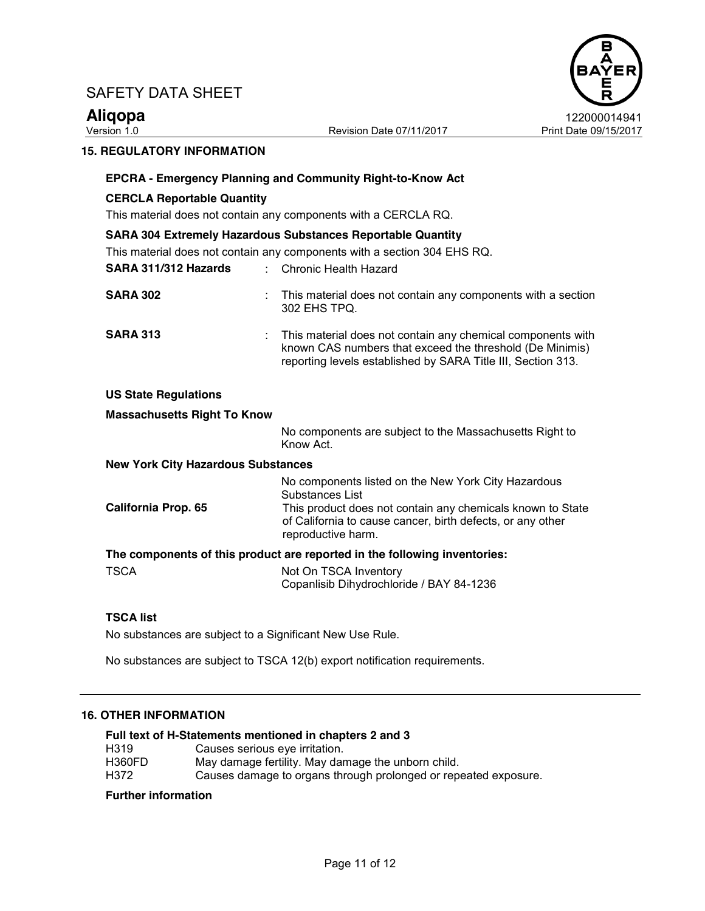## 15. REGULATORY INFORMATION

### EPCRA - Emergency Planning and Community Right-to-Know Act

**CERCLA Reportable Quantity**

This material does not contain any components with a CERCLA RQ.

**SARA 304 Extremely Hazardous Substances Reportable Quantity**

This material does not contain any components with a section 304 EHS RQ.

| | | |
|---|---|---|
| **SARA 311/312 Hazards** | : | Chronic Health Hazard |
| **SARA 302** | : | This material does not contain any components with a section 302 EHS TPQ. |
| **SARA 313** | : | This material does not contain any chemical components with known CAS numbers that exceed the threshold (De Minimis) reporting levels established by SARA Title III, Section 313. |

### US State Regulations

**Massachusetts Right To Know**

No components are subject to the Massachusetts Right to Know Act.

**New York City Hazardous Substances**

No components listed on the New York City Hazardous Substances List

**California Prop. 65**

This product does not contain any chemicals known to State of California to cause cancer, birth defects, or any other reproductive harm.

**The components of this product are reported in the following inventories:**

| | |
|---|---|
| TSCA | Not On TSCA Inventory<br>Copanlisib Dihydrochloride / BAY 84-1236 |

**TSCA list**

No substances are subject to a Significant New Use Rule.

No substances are subject to TSCA 12(b) export notification requirements.

## 16. OTHER INFORMATION

**Full text of H-Statements mentioned in chapters 2 and 3**

| | |
|---|---|
| H319 | Causes serious eye irritation. |
| H360FD | May damage fertility. May damage the unborn child. |
| H372 | Causes damage to organs through prolonged or repeated exposure. |

**Further information**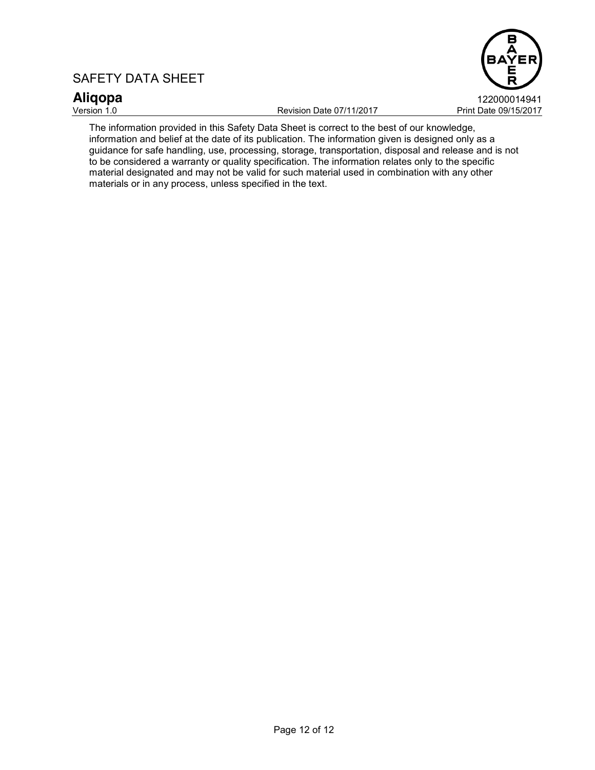The information provided in this Safety Data Sheet is correct to the best of our knowledge, information and belief at the date of its publication. The information given is designed only as a guidance for safe handling, use, processing, storage, transportation, disposal and release and is not to be considered a warranty or quality specification. The information relates only to the specific material designated and may not be valid for such material used in combination with any other materials or in any process, unless specified in the text.